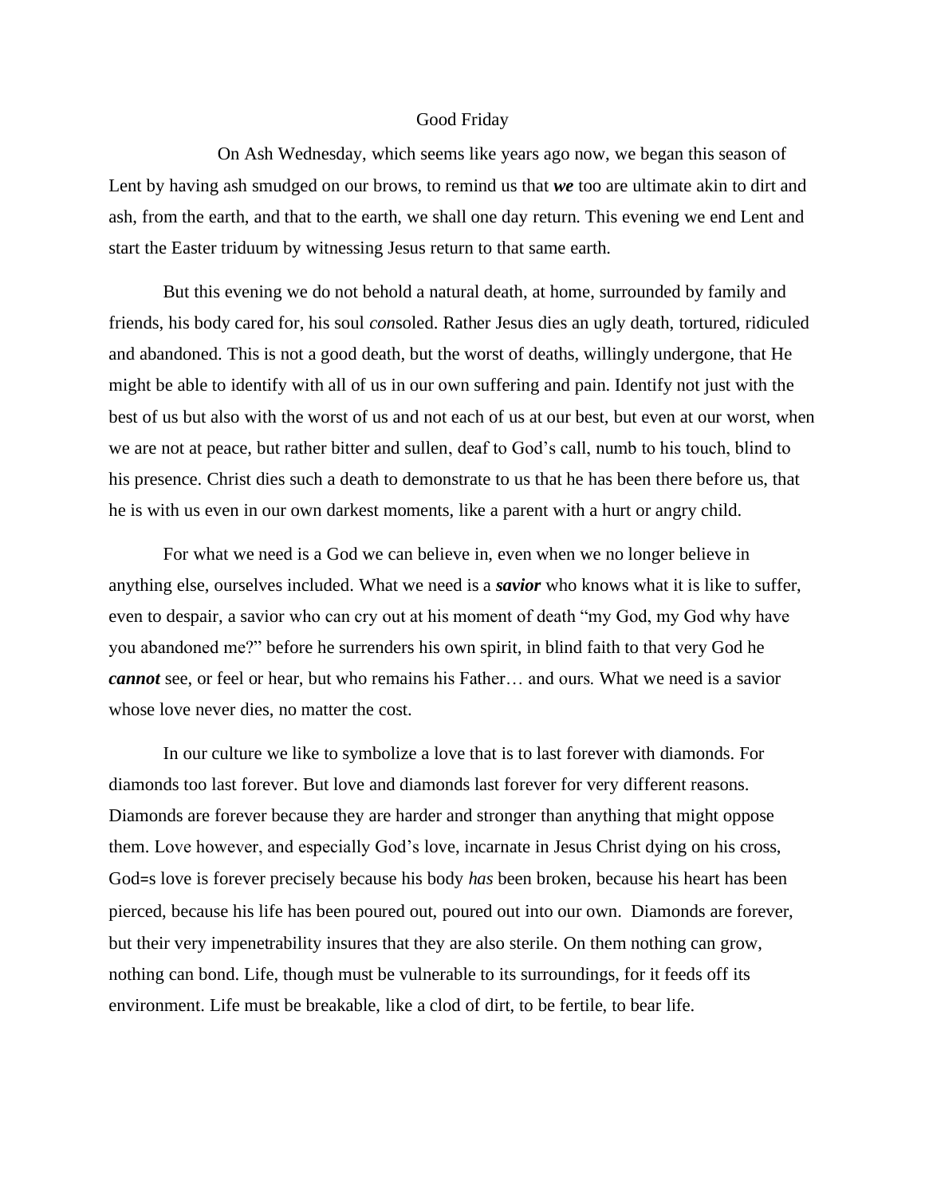# Good Friday

On Ash Wednesday, which seems like years ago now, we began this season of Lent by having ash smudged on our brows, to remind us that ***we*** too are ultimate akin to dirt and ash, from the earth, and that to the earth, we shall one day return. This evening we end Lent and start the Easter triduum by witnessing Jesus return to that same earth.

But this evening we do not behold a natural death, at home, surrounded by family and friends, his body cared for, his soul *con*soled. Rather Jesus dies an ugly death, tortured, ridiculed and abandoned. This is not a good death, but the worst of deaths, willingly undergone, that He might be able to identify with all of us in our own suffering and pain. Identify not just with the best of us but also with the worst of us and not each of us at our best, but even at our worst, when we are not at peace, but rather bitter and sullen, deaf to God's call, numb to his touch, blind to his presence. Christ dies such a death to demonstrate to us that he has been there before us, that he is with us even in our own darkest moments, like a parent with a hurt or angry child.

For what we need is a God we can believe in, even when we no longer believe in anything else, ourselves included. What we need is a ***savior*** who knows what it is like to suffer, even to despair, a savior who can cry out at his moment of death "my God, my God why have you abandoned me?" before he surrenders his own spirit, in blind faith to that very God he ***cannot*** see, or feel or hear, but who remains his Father… and ours. What we need is a savior whose love never dies, no matter the cost.

In our culture we like to symbolize a love that is to last forever with diamonds. For diamonds too last forever. But love and diamonds last forever for very different reasons. Diamonds are forever because they are harder and stronger than anything that might oppose them. Love however, and especially God's love, incarnate in Jesus Christ dying on his cross, God=s love is forever precisely because his body *has* been broken, because his heart has been pierced, because his life has been poured out, poured out into our own. Diamonds are forever, but their very impenetrability insures that they are also sterile. On them nothing can grow, nothing can bond. Life, though must be vulnerable to its surroundings, for it feeds off its environment. Life must be breakable, like a clod of dirt, to be fertile, to bear life.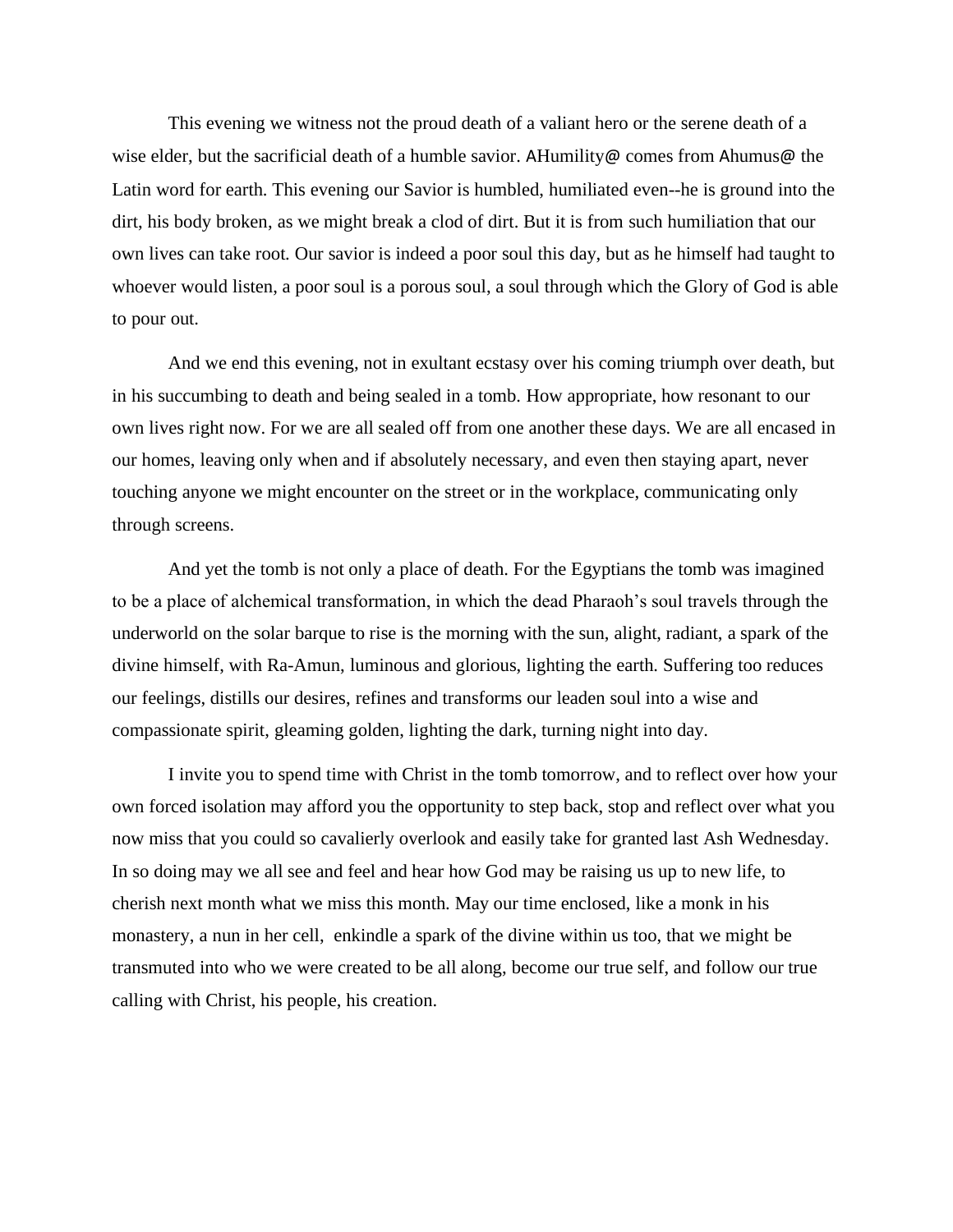This evening we witness not the proud death of a valiant hero or the serene death of a wise elder, but the sacrificial death of a humble savior. AHumility@ comes from Ahumus@ the Latin word for earth. This evening our Savior is humbled, humiliated even--he is ground into the dirt, his body broken, as we might break a clod of dirt. But it is from such humiliation that our own lives can take root. Our savior is indeed a poor soul this day, but as he himself had taught to whoever would listen, a poor soul is a porous soul, a soul through which the Glory of God is able to pour out.

And we end this evening, not in exultant ecstasy over his coming triumph over death, but in his succumbing to death and being sealed in a tomb. How appropriate, how resonant to our own lives right now. For we are all sealed off from one another these days. We are all encased in our homes, leaving only when and if absolutely necessary, and even then staying apart, never touching anyone we might encounter on the street or in the workplace, communicating only through screens.

And yet the tomb is not only a place of death. For the Egyptians the tomb was imagined to be a place of alchemical transformation, in which the dead Pharaoh's soul travels through the underworld on the solar barque to rise is the morning with the sun, alight, radiant, a spark of the divine himself, with Ra-Amun, luminous and glorious, lighting the earth. Suffering too reduces our feelings, distills our desires, refines and transforms our leaden soul into a wise and compassionate spirit, gleaming golden, lighting the dark, turning night into day.

I invite you to spend time with Christ in the tomb tomorrow, and to reflect over how your own forced isolation may afford you the opportunity to step back, stop and reflect over what you now miss that you could so cavalierly overlook and easily take for granted last Ash Wednesday. In so doing may we all see and feel and hear how God may be raising us up to new life, to cherish next month what we miss this month. May our time enclosed, like a monk in his monastery, a nun in her cell, enkindle a spark of the divine within us too, that we might be transmuted into who we were created to be all along, become our true self, and follow our true calling with Christ, his people, his creation.